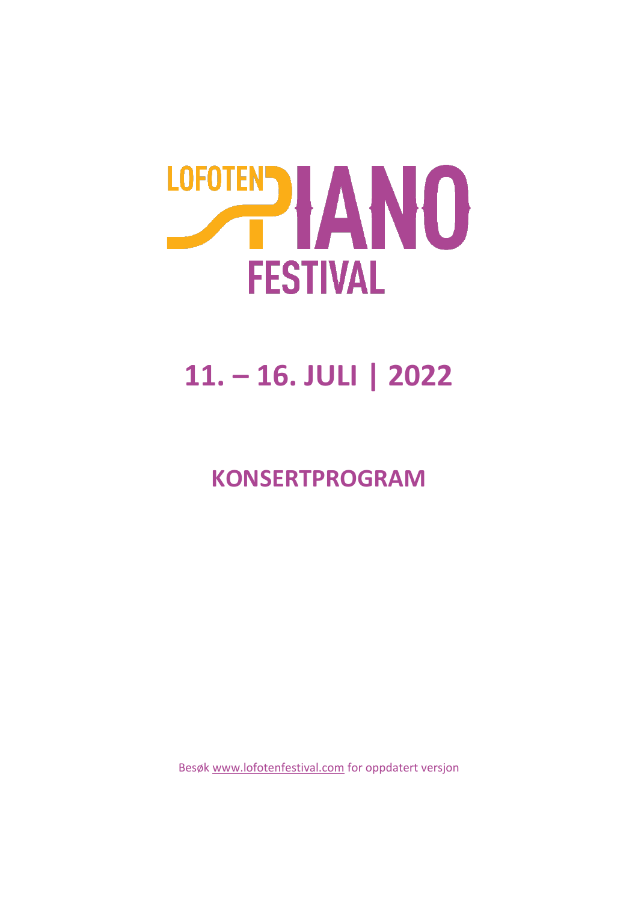# LOFOTEN PIANO FESTIVAL

# 11. – 16. JULI | 2022

## KONSERTPROGRAM

Besøk www.lofotenfestival.com for oppdatert versjon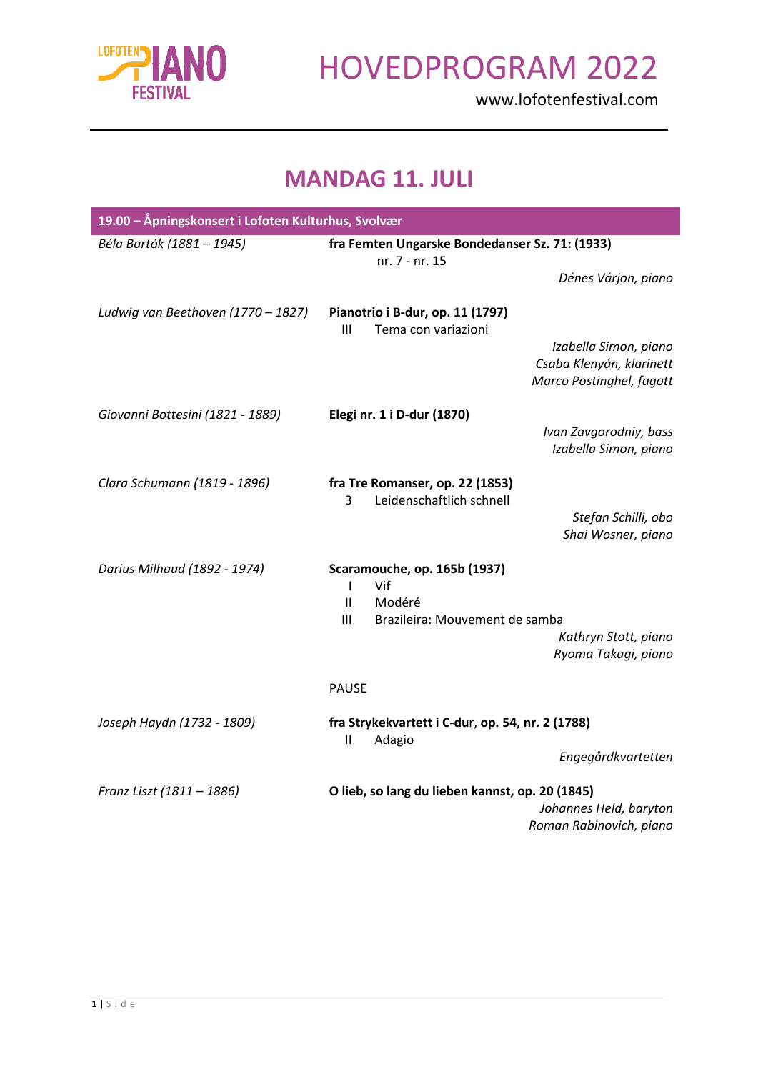# HOVEDPROGRAM 2022

www.lofotenfestival.com

## MANDAG 11. JULI

**19.00 – Åpningskonsert i Lofoten Kulturhus, Svolvær**

*Béla Bartók (1881 – 1945)*
**fra Femten Ungarske Bondedanser Sz. 71: (1933)**
nr. 7 - nr. 15
*Dénes Várjon, piano*

*Ludwig van Beethoven (1770 – 1827)*
**Pianotrio i B-dur, op. 11 (1797)**
III Tema con variazioni
*Izabella Simon, piano*
*Csaba Klenyán, klarinett*
*Marco Postinghel, fagott*

*Giovanni Bottesini (1821 - 1889)*
**Elegi nr. 1 i D-dur (1870)**
*Ivan Zavgorodniy, bass*
*Izabella Simon, piano*

*Clara Schumann (1819 - 1896)*
**fra Tre Romanser, op. 22 (1853)**
3 Leidenschaftlich schnell
*Stefan Schilli, obo*
*Shai Wosner, piano*

*Darius Milhaud (1892 - 1974)*
**Scaramouche, op. 165b (1937)**
I Vif
II Modéré
III Brazileira: Mouvement de samba
*Kathryn Stott, piano*
*Ryoma Takagi, piano*

PAUSE

*Joseph Haydn (1732 - 1809)*
**fra Strykekvartett i C-dur, op. 54, nr. 2 (1788)**
II Adagio
*Engegårdkvartetten*

*Franz Liszt (1811 – 1886)*
**O lieb, so lang du lieben kannst, op. 20 (1845)**
*Johannes Held, baryton*
*Roman Rabinovich, piano*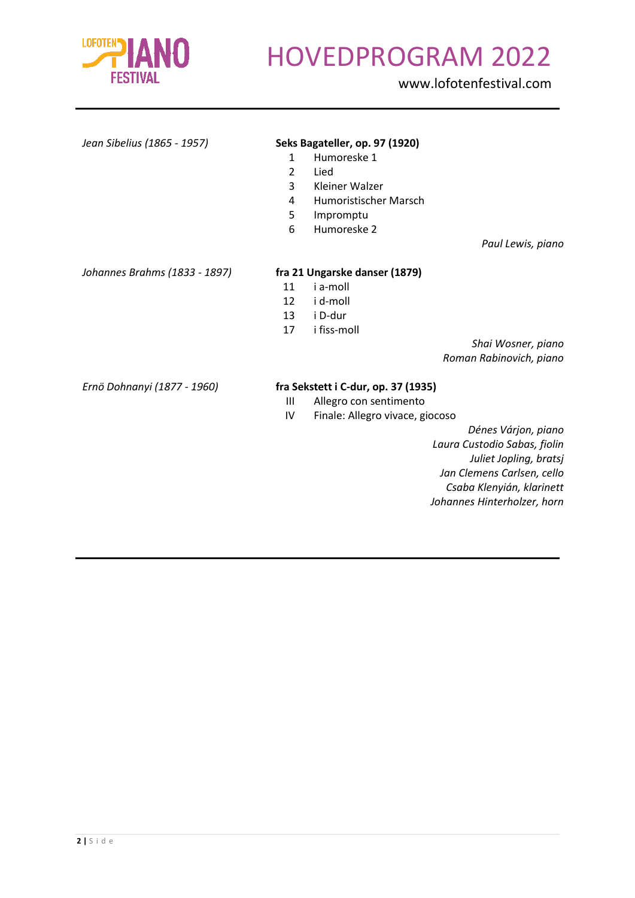*Jean Sibelius (1865 - 1957)*

**Seks Bagateller, op. 97 (1920)**

1. Humoreske 1
2. Lied
3. Kleiner Walzer
4. Humoristischer Marsch
5. Impromptu
6. Humoreske 2

*Paul Lewis, piano*

*Johannes Brahms (1833 - 1897)*

**fra 21 Ungarske danser (1879)**

11 i a-moll
12 i d-moll
13 i D-dur
17 i fiss-moll

*Shai Wosner, piano*
*Roman Rabinovich, piano*

*Ernö Dohnanyi (1877 - 1960)*

**fra Sekstett i C-dur, op. 37 (1935)**

III Allegro con sentimento
IV Finale: Allegro vivace, giocoso

*Dénes Várjon, piano*
*Laura Custodio Sabas, fiolin*
*Juliet Jopling, bratsj*
*Jan Clemens Carlsen, cello*
*Csaba Klenyián, klarinett*
*Johannes Hinterholzer, horn*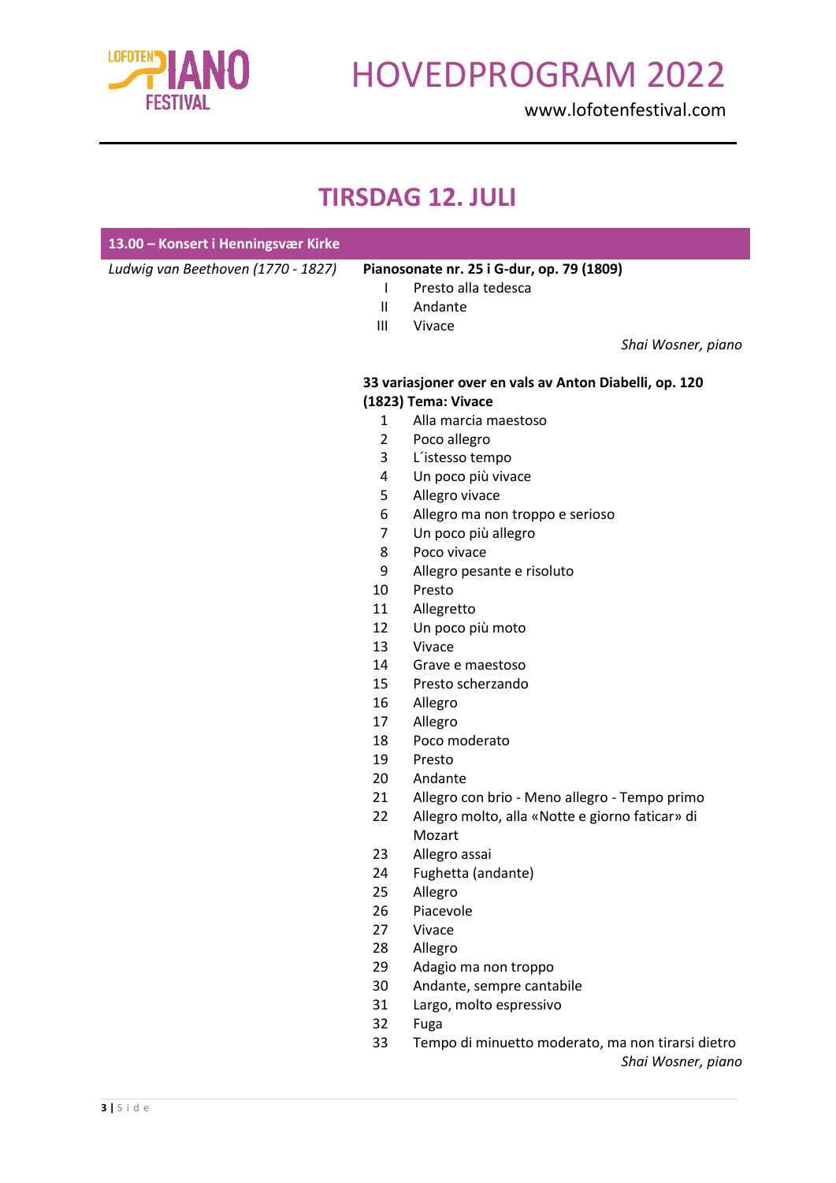# TIRSDAG 12. JULI

## 13.00 – Konsert i Henningsvær Kirke

*Ludwig van Beethoven (1770 - 1827)*

**Pianosonate nr. 25 i G-dur, op. 79 (1809)**

- I Presto alla tedesca
- II Andante
- III Vivace

*Shai Wosner, piano*

**33 variasjoner over en vals av Anton Diabelli, op. 120 (1823) Tema: Vivace**

1. Alla marcia maestoso
2. Poco allegro
3. L´istesso tempo
4. Un poco più vivace
5. Allegro vivace
6. Allegro ma non troppo e serioso
7. Un poco più allegro
8. Poco vivace
9. Allegro pesante e risoluto
10. Presto
11. Allegretto
12. Un poco più moto
13. Vivace
14. Grave e maestoso
15. Presto scherzando
16. Allegro
17. Allegro
18. Poco moderato
19. Presto
20. Andante
21. Allegro con brio - Meno allegro - Tempo primo
22. Allegro molto, alla «Notte e giorno faticar» di Mozart
23. Allegro assai
24. Fughetta (andante)
25. Allegro
26. Piacevole
27. Vivace
28. Allegro
29. Adagio ma non troppo
30. Andante, sempre cantabile
31. Largo, molto espressivo
32. Fuga
33. Tempo di minuetto moderato, ma non tirarsi dietro

*Shai Wosner, piano*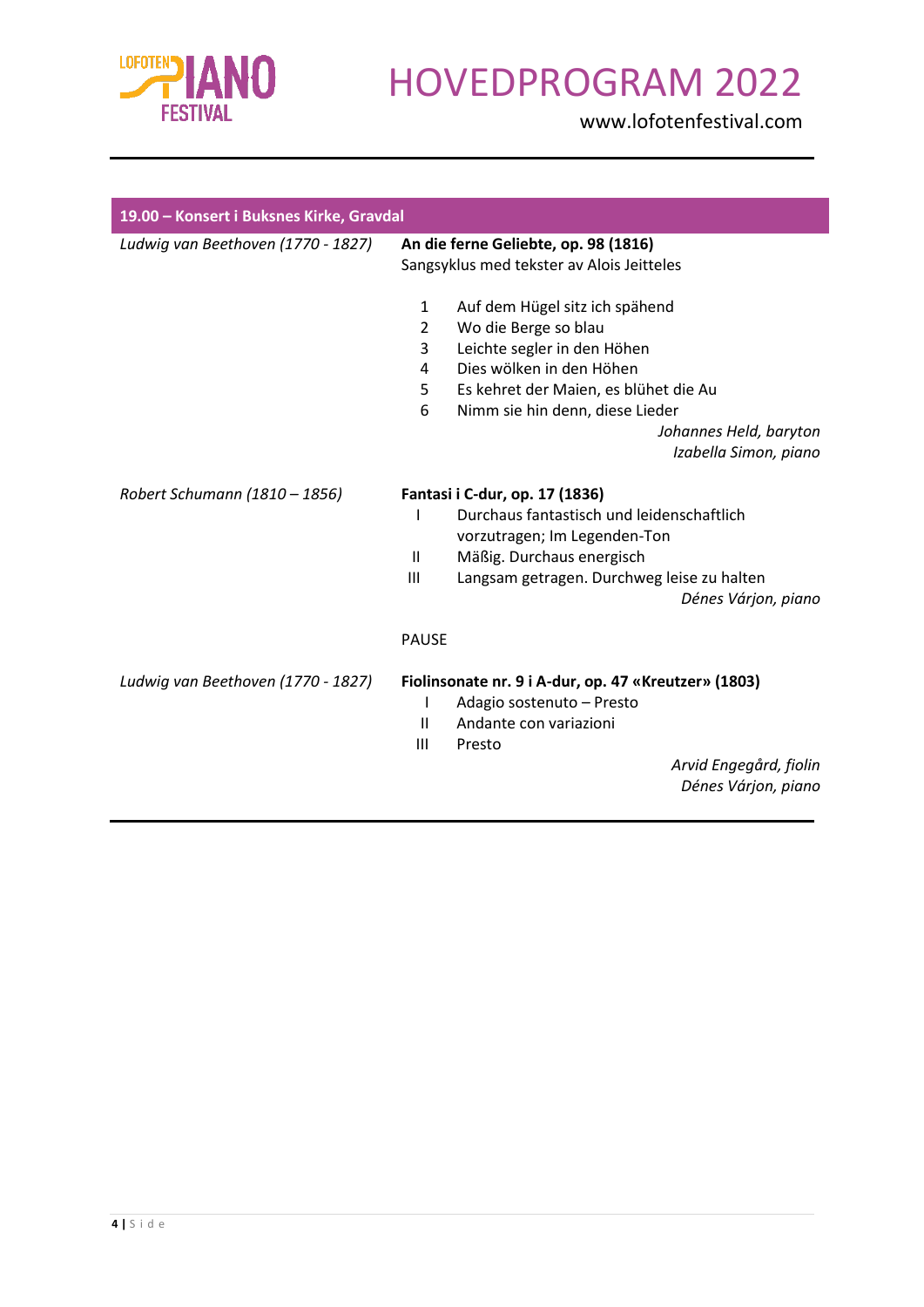## 19.00 – Konsert i Buksnes Kirke, Gravdal

*Ludwig van Beethoven (1770 - 1827)*

**An die ferne Geliebte, op. 98 (1816)**
Sangsyklus med tekster av Alois Jeitteles

1. Auf dem Hügel sitz ich spähend
2. Wo die Berge so blau
3. Leichte segler in den Höhen
4. Dies wölken in den Höhen
5. Es kehret der Maien, es blühet die Au
6. Nimm sie hin denn, diese Lieder

*Johannes Held, baryton*
*Izabella Simon, piano*

*Robert Schumann (1810 – 1856)*

**Fantasi i C-dur, op. 17 (1836)**

- I Durchaus fantastisch und leidenschaftlich vorzutragen; Im Legenden-Ton
- II Mäßig. Durchaus energisch
- III Langsam getragen. Durchweg leise zu halten

*Dénes Várjon, piano*

PAUSE

*Ludwig van Beethoven (1770 - 1827)*

**Fiolinsonate nr. 9 i A-dur, op. 47 «Kreutzer» (1803)**

- I Adagio sostenuto – Presto
- II Andante con variazioni
- III Presto

*Arvid Engegård, fiolin*
*Dénes Várjon, piano*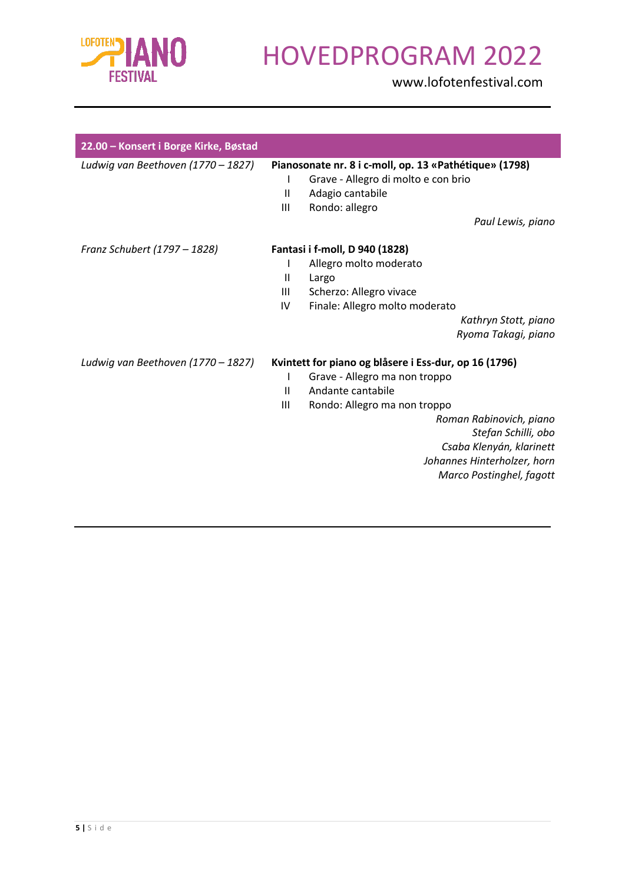## 22.00 – Konsert i Borge Kirke, Bøstad

*Ludwig van Beethoven (1770 – 1827)*

**Pianosonate nr. 8 i c-moll, op. 13 «Pathétique» (1798)**

- I Grave - Allegro di molto e con brio
- II Adagio cantabile
- III Rondo: allegro

*Paul Lewis, piano*

*Franz Schubert (1797 – 1828)*

**Fantasi i f-moll, D 940 (1828)**

- I Allegro molto moderato
- II Largo
- III Scherzo: Allegro vivace
- IV Finale: Allegro molto moderato

*Kathryn Stott, piano*
*Ryoma Takagi, piano*

*Ludwig van Beethoven (1770 – 1827)*

**Kvintett for piano og blåsere i Ess-dur, op 16 (1796)**

- I Grave - Allegro ma non troppo
- II Andante cantabile
- III Rondo: Allegro ma non troppo

*Roman Rabinovich, piano*
*Stefan Schilli, obo*
*Csaba Klenyán, klarinett*
*Johannes Hinterholzer, horn*
*Marco Postinghel, fagott*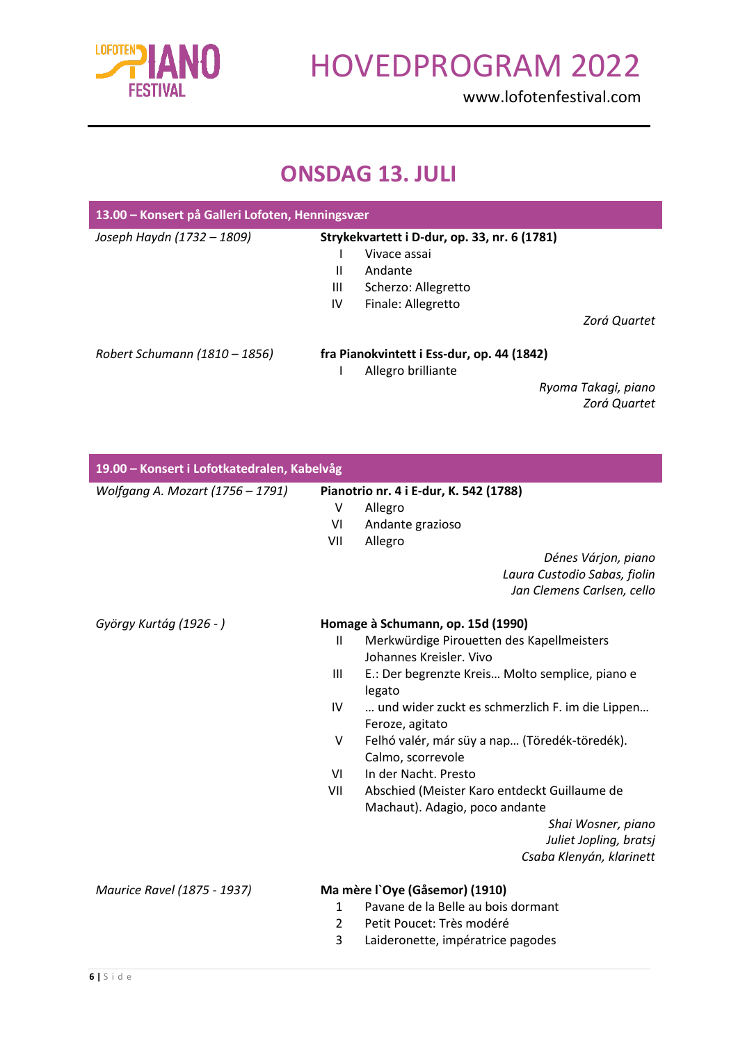## ONSDAG 13. JULI

### 13.00 – Konsert på Galleri Lofoten, Henningsvær

*Joseph Haydn (1732 – 1809)*

**Strykekvartett i D-dur, op. 33, nr. 6 (1781)**

- I Vivace assai
- II Andante
- III Scherzo: Allegretto
- IV Finale: Allegretto

*Zorá Quartet*

*Robert Schumann (1810 – 1856)*

**fra Pianokvintett i Ess-dur, op. 44 (1842)**

- I Allegro brilliante

*Ryoma Takagi, piano*
*Zorá Quartet*

### 19.00 – Konsert i Lofotkatedralen, Kabelvåg

*Wolfgang A. Mozart (1756 – 1791)*

**Pianotrio nr. 4 i E-dur, K. 542 (1788)**

- V Allegro
- VI Andante grazioso
- VII Allegro

*Dénes Várjon, piano*
*Laura Custodio Sabas, fiolin*
*Jan Clemens Carlsen, cello*

*György Kurtág (1926 - )*

**Homage à Schumann, op. 15d (1990)**

- II Merkwürdige Pirouetten des Kapellmeisters Johannes Kreisler. Vivo
- III E.: Der begrenzte Kreis… Molto semplice, piano e legato
- IV … und wider zuckt es schmerzlich F. im die Lippen… Feroze, agitato
- V Felhó valér, már süy a nap… (Töredék-töredék). Calmo, scorrevole
- VI In der Nacht. Presto
- VII Abschied (Meister Karo entdeckt Guillaume de Machaut). Adagio, poco andante

*Shai Wosner, piano*
*Juliet Jopling, bratsj*
*Csaba Klenyán, klarinett*

*Maurice Ravel (1875 - 1937)*

**Ma mère l`Oye (Gåsemor) (1910)**

1. Pavane de la Belle au bois dormant
2. Petit Poucet: Très modéré
3. Laideronette, impératrice pagodes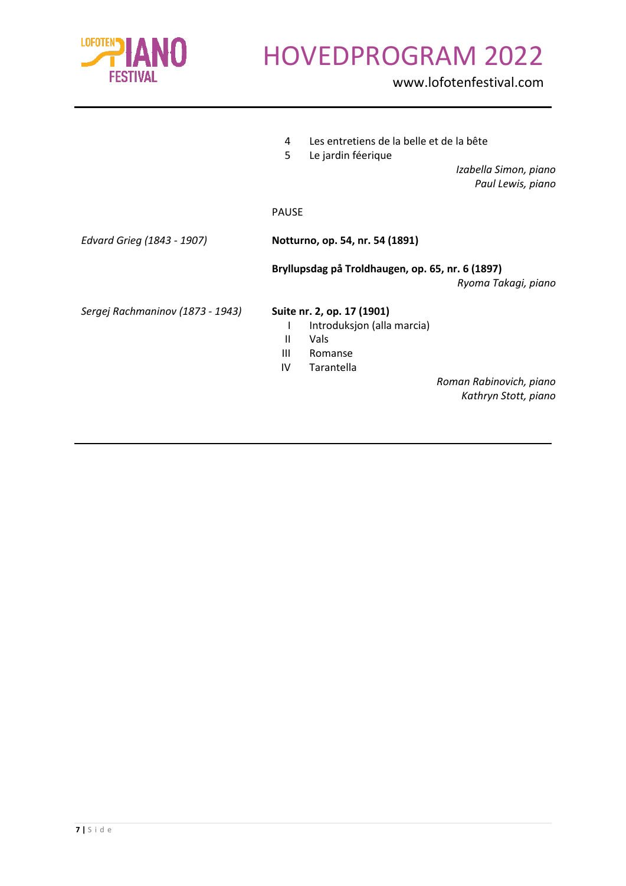4 Les entretiens de la belle et de la bête
5 Le jardin féerique

*Izabella Simon, piano*
*Paul Lewis, piano*

PAUSE

*Edvard Grieg (1843 - 1907)*

**Notturno, op. 54, nr. 54 (1891)**

**Bryllupsdag på Troldhaugen, op. 65, nr. 6 (1897)**

*Ryoma Takagi, piano*

*Sergej Rachmaninov (1873 - 1943)*

**Suite nr. 2, op. 17 (1901)**

- I Introduksjon (alla marcia)
- II Vals
- III Romanse
- IV Tarantella

*Roman Rabinovich, piano*
*Kathryn Stott, piano*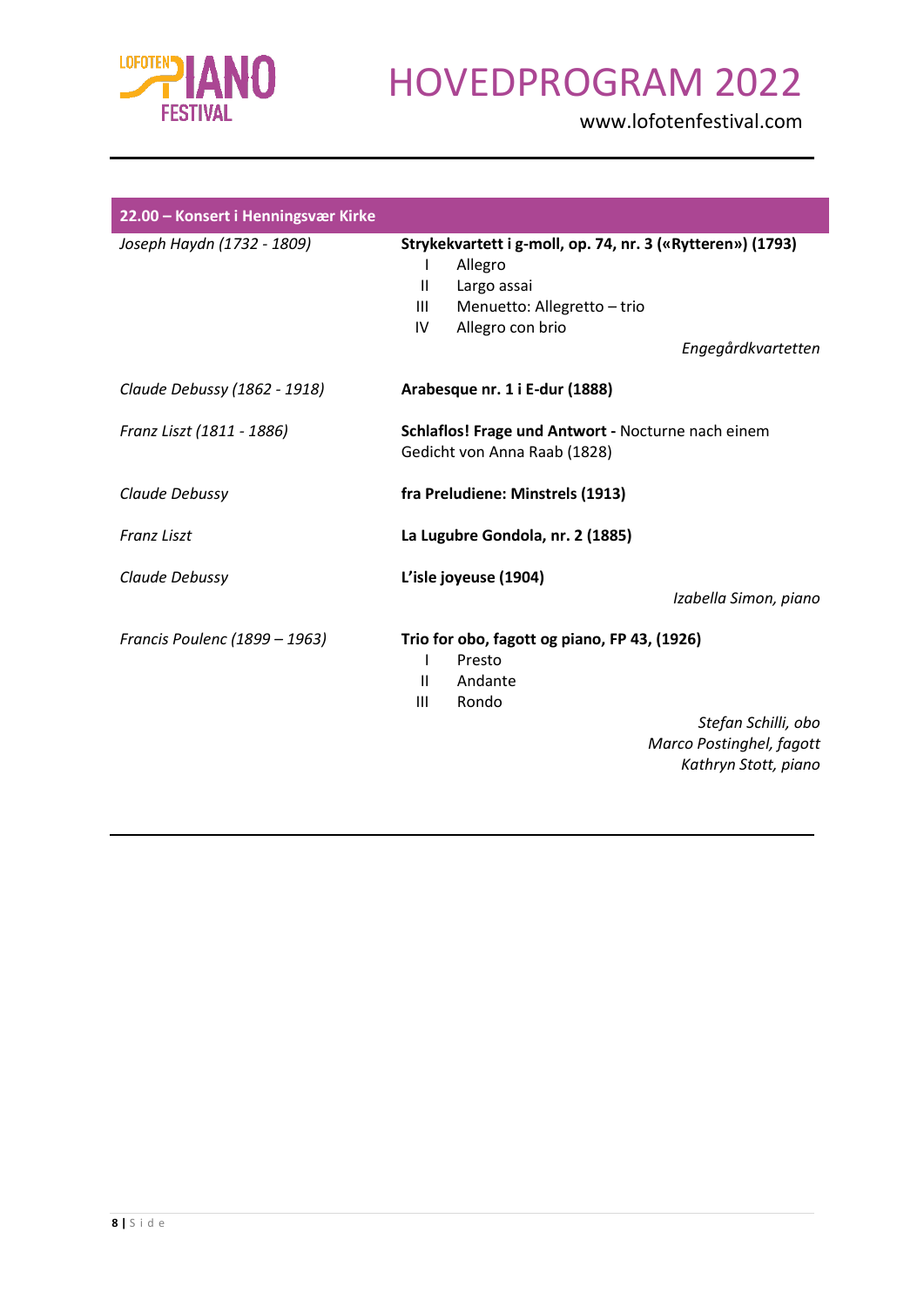## 22.00 – Konsert i Henningsvær Kirke

| | |
|---|---|
| *Joseph Haydn (1732 - 1809)* | **Strykekvartett i g-moll, op. 74, nr. 3 («Rytteren») (1793)**<br>I Allegro<br>II Largo assai<br>III Menuetto: Allegretto – trio<br>IV Allegro con brio<br>*Engegårdkvartetten* |
| *Claude Debussy (1862 - 1918)* | **Arabesque nr. 1 i E-dur (1888)** |
| *Franz Liszt (1811 - 1886)* | **Schlaflos! Frage und Antwort -** Nocturne nach einem Gedicht von Anna Raab (1828) |
| *Claude Debussy* | **fra Preludiene: Minstrels (1913)** |
| *Franz Liszt* | **La Lugubre Gondola, nr. 2 (1885)** |
| *Claude Debussy* | **L'isle joyeuse (1904)**<br>*Izabella Simon, piano* |
| *Francis Poulenc (1899 – 1963)* | **Trio for obo, fagott og piano, FP 43, (1926)**<br>I Presto<br>II Andante<br>III Rondo<br>*Stefan Schilli, obo*<br>*Marco Postinghel, fagott*<br>*Kathryn Stott, piano* |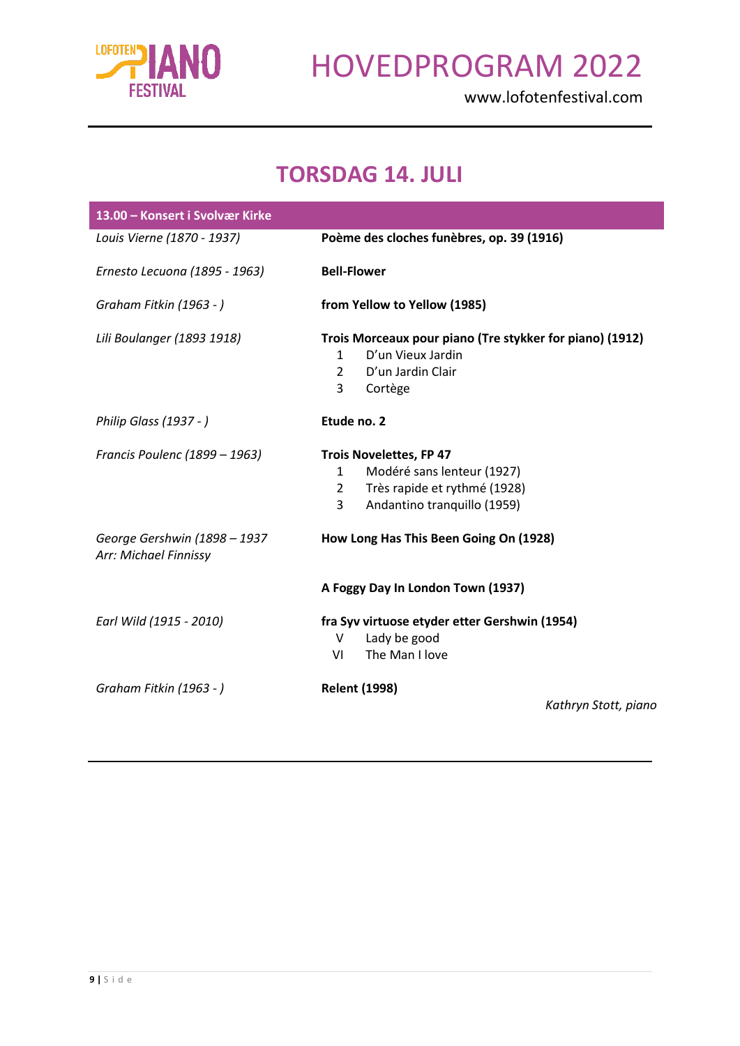## TORSDAG 14. JULI

| 13.00 – Konsert i Svolvær Kirke | |
|---|---|
| *Louis Vierne (1870 - 1937)* | **Poème des cloches funèbres, op. 39 (1916)** |
| *Ernesto Lecuona (1895 - 1963)* | **Bell-Flower** |
| *Graham Fitkin (1963 - )* | **from Yellow to Yellow (1985)** |
| *Lili Boulanger (1893 1918)* | **Trois Morceaux pour piano (Tre stykker for piano) (1912)**<br>1 D'un Vieux Jardin<br>2 D'un Jardin Clair<br>3 Cortège |
| *Philip Glass (1937 - )* | **Etude no. 2** |
| *Francis Poulenc (1899 – 1963)* | **Trois Novelettes, FP 47**<br>1 Modéré sans lenteur (1927)<br>2 Très rapide et rythmé (1928)<br>3 Andantino tranquillo (1959) |
| *George Gershwin (1898 – 1937*<br>*Arr: Michael Finnissy* | **How Long Has This Been Going On (1928)** |
| | **A Foggy Day In London Town (1937)** |
| *Earl Wild (1915 - 2010)* | **fra Syv virtuose etyder etter Gershwin (1954)**<br>V Lady be good<br>VI The Man I love |
| *Graham Fitkin (1963 - )* | **Relent (1998)** |

*Kathryn Stott, piano*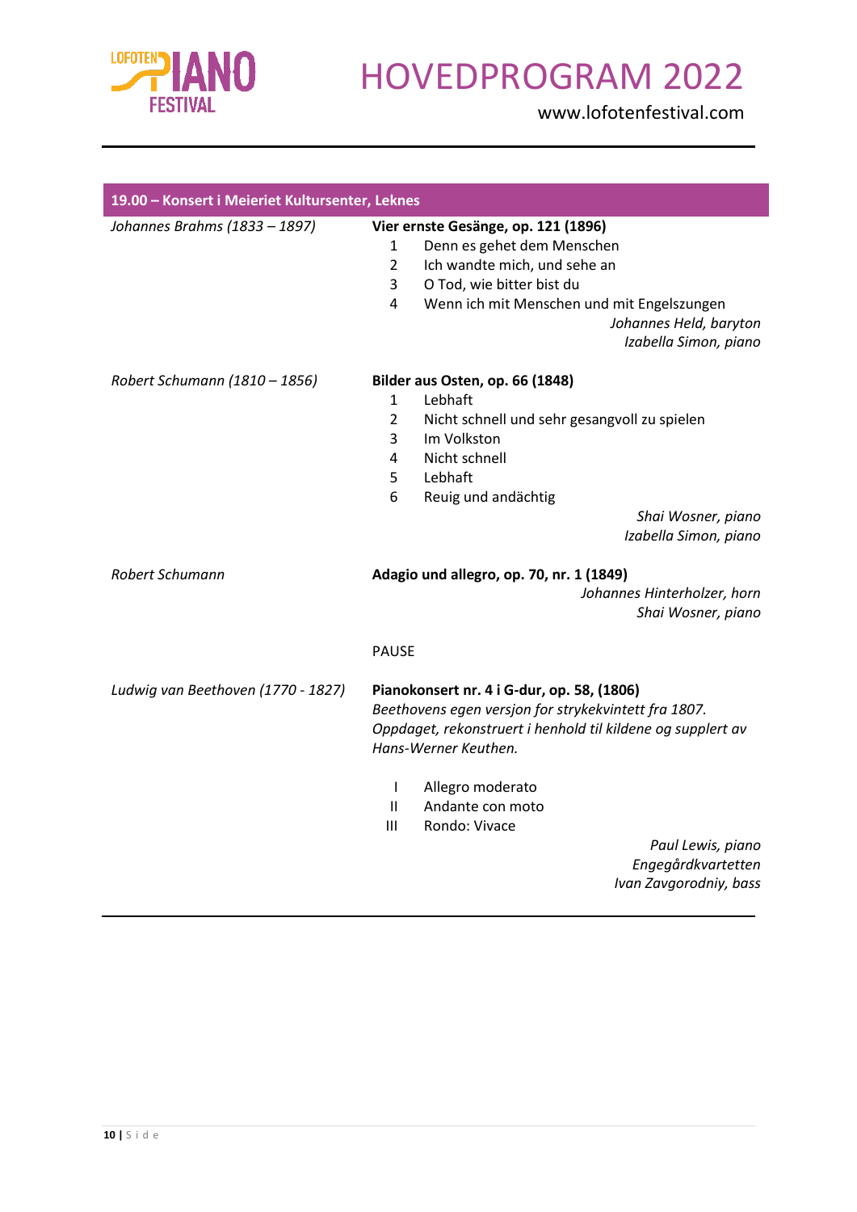## 19.00 – Konsert i Meieriet Kultursenter, Leknes

*Johannes Brahms (1833 – 1897)*

**Vier ernste Gesänge, op. 121 (1896)**

1. Denn es gehet dem Menschen
2. Ich wandte mich, und sehe an
3. O Tod, wie bitter bist du
4. Wenn ich mit Menschen und mit Engelszungen

*Johannes Held, baryton*
*Izabella Simon, piano*

*Robert Schumann (1810 – 1856)*

**Bilder aus Osten, op. 66 (1848)**

1. Lebhaft
2. Nicht schnell und sehr gesangvoll zu spielen
3. Im Volkston
4. Nicht schnell
5. Lebhaft
6. Reuig und andächtig

*Shai Wosner, piano*
*Izabella Simon, piano*

*Robert Schumann*

**Adagio und allegro, op. 70, nr. 1 (1849)**

*Johannes Hinterholzer, horn*
*Shai Wosner, piano*

PAUSE

*Ludwig van Beethoven (1770 - 1827)*

**Pianokonsert nr. 4 i G-dur, op. 58, (1806)**
*Beethovens egen versjon for strykekvintett fra 1807.*
*Oppdaget, rekonstruert i henhold til kildene og supplert av Hans-Werner Keuthen.*

I. Allegro moderato
II. Andante con moto
III. Rondo: Vivace

*Paul Lewis, piano*
*Engegårdkvartetten*
*Ivan Zavgorodniy, bass*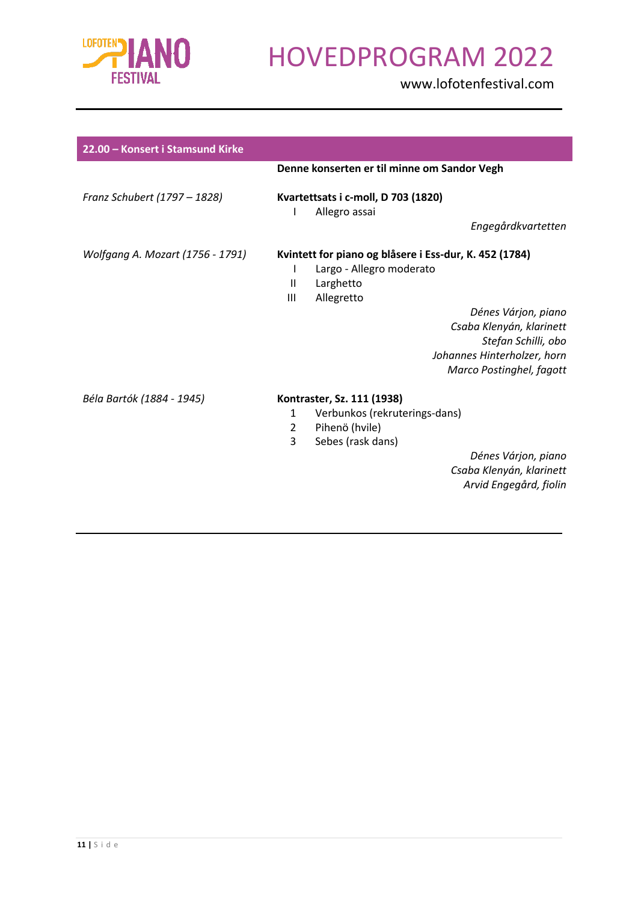## 22.00 – Konsert i Stamsund Kirke

**Denne konserten er til minne om Sandor Vegh**

*Franz Schubert (1797 – 1828)*

**Kvartettsats i c-moll, D 703 (1820)**

I Allegro assai

*Engegårdkvartetten*

*Wolfgang A. Mozart (1756 - 1791)*

**Kvintett for piano og blåsere i Ess-dur, K. 452 (1784)**

I Largo - Allegro moderato
II Larghetto
III Allegretto

*Dénes Várjon, piano*
*Csaba Klenyán, klarinett*
*Stefan Schilli, obo*
*Johannes Hinterholzer, horn*
*Marco Postinghel, fagott*

*Béla Bartók (1884 - 1945)*

**Kontraster, Sz. 111 (1938)**

1 Verbunkos (rekruterings-dans)
2 Pihenö (hvile)
3 Sebes (rask dans)

*Dénes Várjon, piano*
*Csaba Klenyán, klarinett*
*Arvid Engegård, fiolin*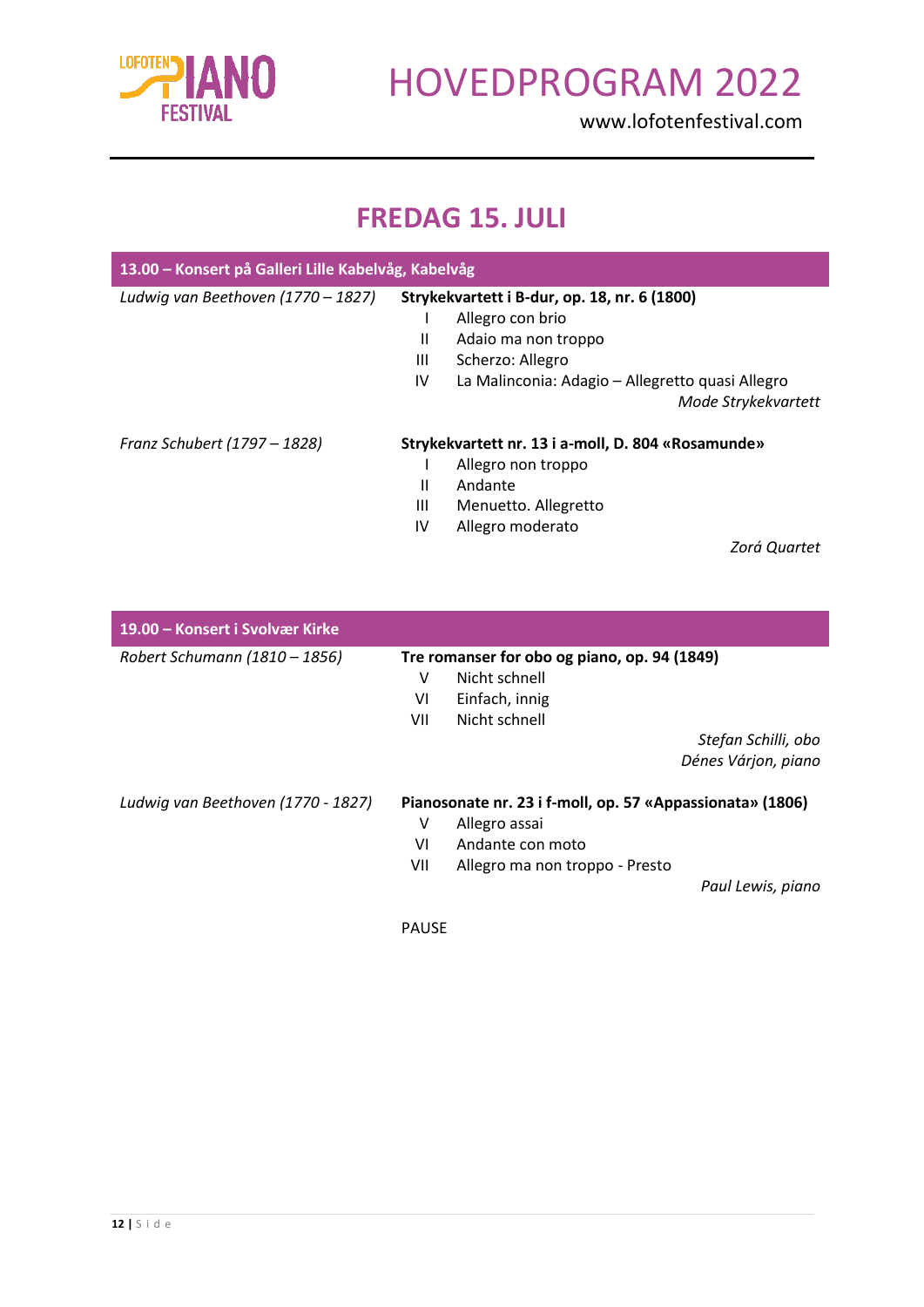# FREDAG 15. JULI

## 13.00 – Konsert på Galleri Lille Kabelvåg, Kabelvåg

*Ludwig van Beethoven (1770 – 1827)*

**Strykekvartett i B-dur, op. 18, nr. 6 (1800)**

- I Allegro con brio
- II Adaio ma non troppo
- III Scherzo: Allegro
- IV La Malinconia: Adagio – Allegretto quasi Allegro

*Mode Strykekvartett*

*Franz Schubert (1797 – 1828)*

**Strykekvartett nr. 13 i a-moll, D. 804 «Rosamunde»**

- I Allegro non troppo
- II Andante
- III Menuetto. Allegretto
- IV Allegro moderato

*Zorá Quartet*

## 19.00 – Konsert i Svolvær Kirke

*Robert Schumann (1810 – 1856)*

**Tre romanser for obo og piano, op. 94 (1849)**

- V Nicht schnell
- VI Einfach, innig
- VII Nicht schnell

*Stefan Schilli, obo*
*Dénes Várjon, piano*

*Ludwig van Beethoven (1770 - 1827)*

**Pianosonate nr. 23 i f-moll, op. 57 «Appassionata» (1806)**

- V Allegro assai
- VI Andante con moto
- VII Allegro ma non troppo - Presto

*Paul Lewis, piano*

PAUSE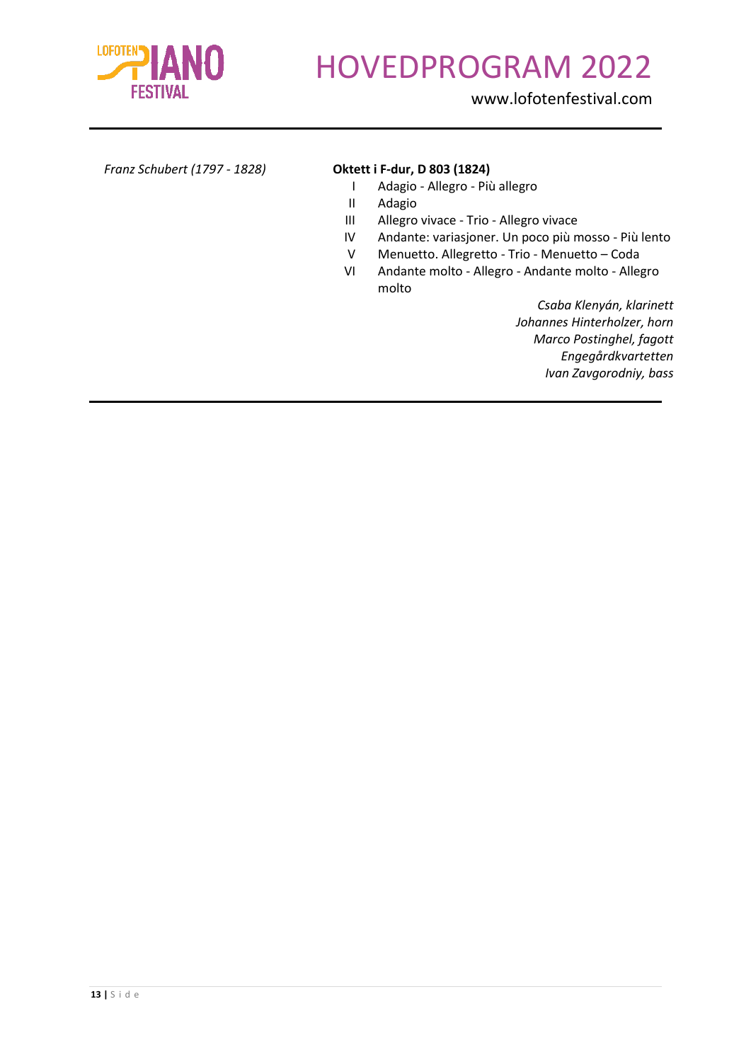*Franz Schubert (1797 - 1828)*

**Oktett i F-dur, D 803 (1824)**

- I Adagio - Allegro - Più allegro
- II Adagio
- III Allegro vivace - Trio - Allegro vivace
- IV Andante: variasjoner. Un poco più mosso - Più lento
- V Menuetto. Allegretto - Trio - Menuetto – Coda
- VI Andante molto - Allegro - Andante molto - Allegro molto

*Csaba Klenyán, klarinett*
*Johannes Hinterholzer, horn*
*Marco Postinghel, fagott*
*Engegårdkvartetten*
*Ivan Zavgorodniy, bass*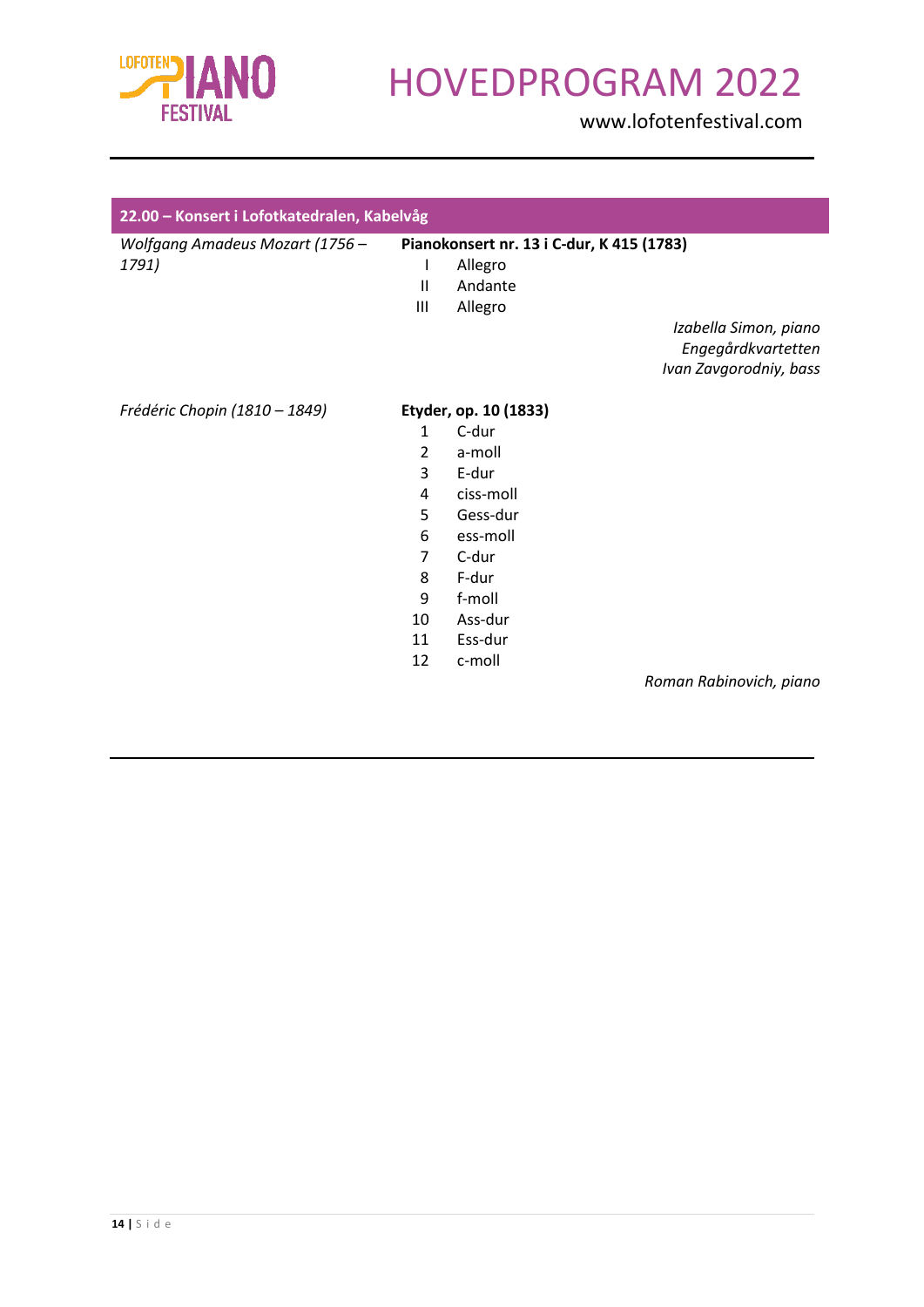## 22.00 – Konsert i Lofotkatedralen, Kabelvåg

| | |
|---|---|
| *Wolfgang Amadeus Mozart (1756 – 1791)* | **Pianokonsert nr. 13 i C-dur, K 415 (1783)** |
| | I Allegro |
| | II Andante |
| | III Allegro |
| | *Izabella Simon, piano* |
| | *Engegårdkvartetten* |
| | *Ivan Zavgorodniy, bass* |
| *Frédéric Chopin (1810 – 1849)* | **Etyder, op. 10 (1833)** |
| | 1 C-dur |
| | 2 a-moll |
| | 3 E-dur |
| | 4 ciss-moll |
| | 5 Gess-dur |
| | 6 ess-moll |
| | 7 C-dur |
| | 8 F-dur |
| | 9 f-moll |
| | 10 Ass-dur |
| | 11 Ess-dur |
| | 12 c-moll |
| | *Roman Rabinovich, piano* |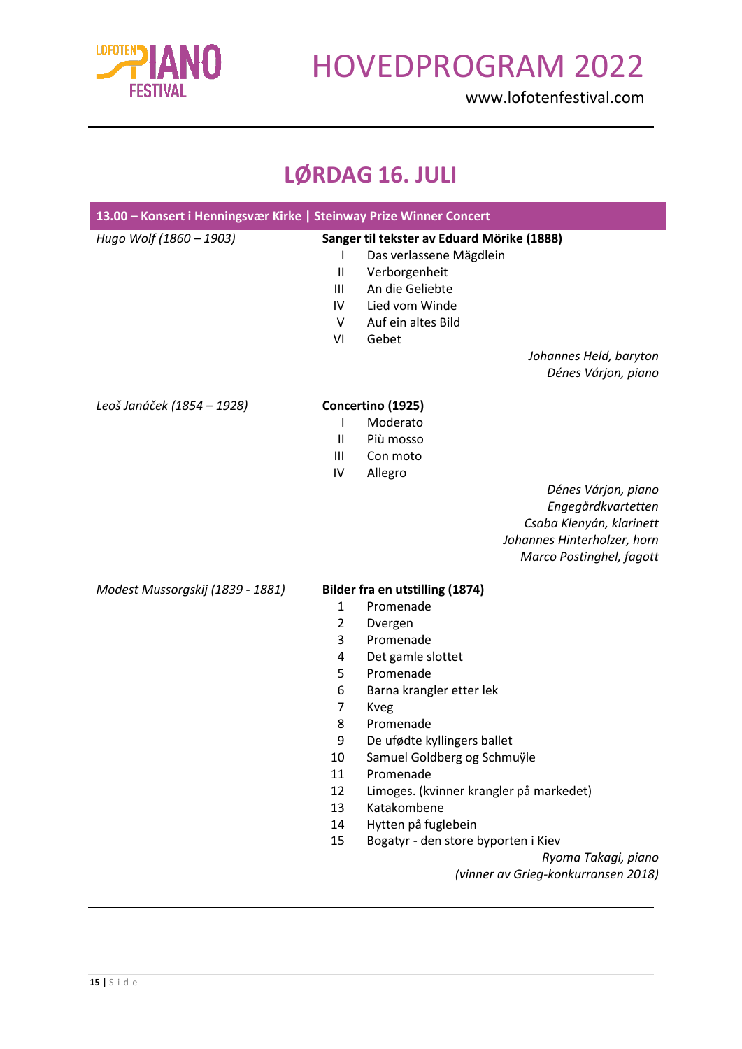# LØRDAG 16. JULI

## 13.00 – Konsert i Henningsvær Kirke | Steinway Prize Winner Concert

*Hugo Wolf (1860 – 1903)*

**Sanger til tekster av Eduard Mörike (1888)**

- I Das verlassene Mägdlein
- II Verborgenheit
- III An die Geliebte
- IV Lied vom Winde
- V Auf ein altes Bild
- VI Gebet

*Johannes Held, baryton*
*Dénes Várjon, piano*

*Leoš Janáček (1854 – 1928)*

**Concertino (1925)**

- I Moderato
- II Più mosso
- III Con moto
- IV Allegro

*Dénes Várjon, piano*
*Engegårdkvartetten*
*Csaba Klenyán, klarinett*
*Johannes Hinterholzer, horn*
*Marco Postinghel, fagott*

*Modest Mussorgskij (1839 - 1881)*

**Bilder fra en utstilling (1874)**

1. Promenade
2. Dvergen
3. Promenade
4. Det gamle slottet
5. Promenade
6. Barna krangler etter lek
7. Kveg
8. Promenade
9. De ufødte kyllingers ballet
10. Samuel Goldberg og Schmuÿle
11. Promenade
12. Limoges. (kvinner krangler på markedet)
13. Katakombene
14. Hytten på fuglebein
15. Bogatyr - den store byporten i Kiev

*Ryoma Takagi, piano*
*(vinner av Grieg-konkurransen 2018)*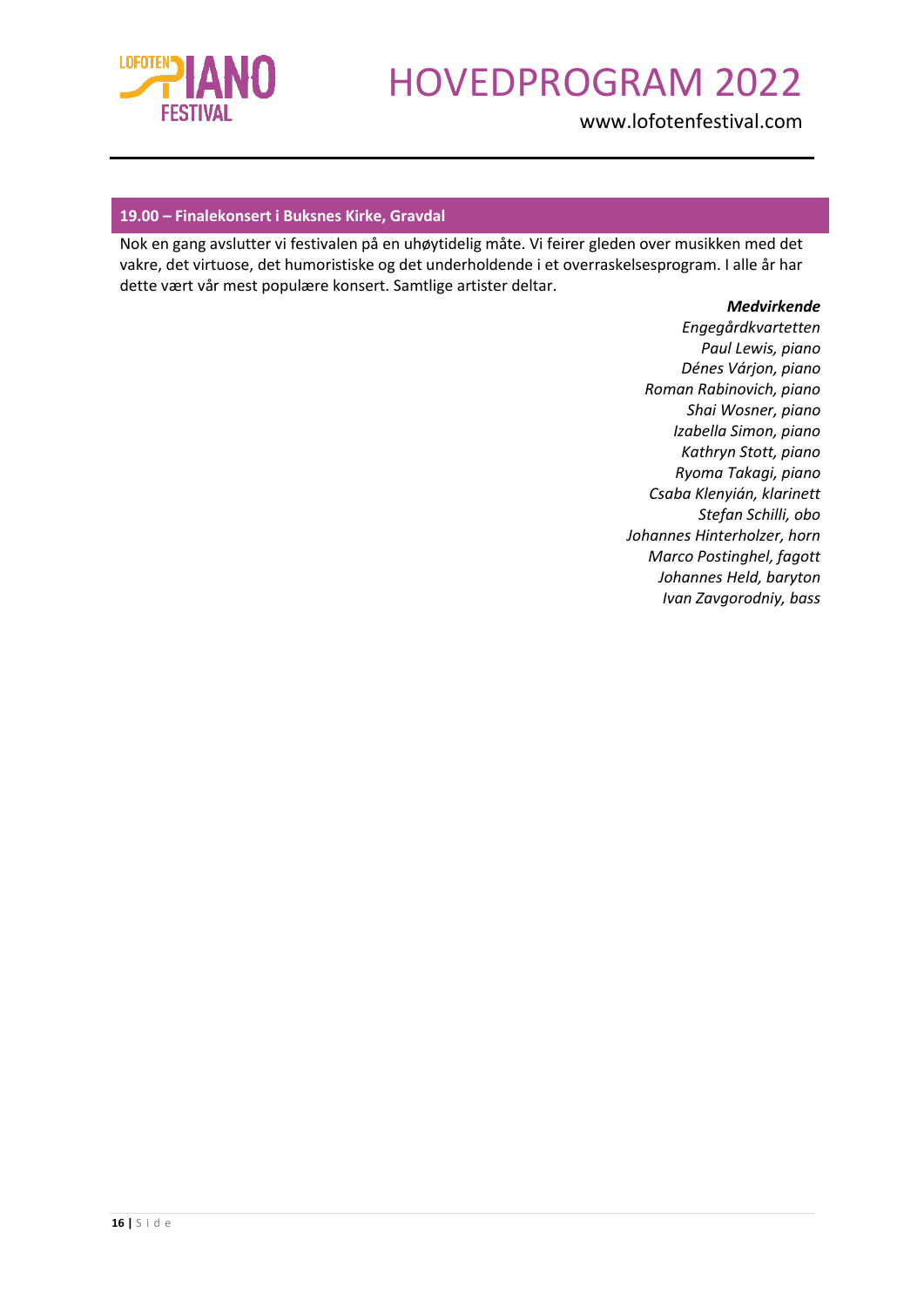## 19.00 – Finalekonsert i Buksnes Kirke, Gravdal

Nok en gang avslutter vi festivalen på en uhøytidelig måte. Vi feirer gleden over musikken med det vakre, det virtuose, det humoristiske og det underholdende i et overraskelsesprogram. I alle år har dette vært vår mest populære konsert. Samtlige artister deltar.

***Medvirkende***
*Engegårdkvartetten*
*Paul Lewis, piano*
*Dénes Várjon, piano*
*Roman Rabinovich, piano*
*Shai Wosner, piano*
*Izabella Simon, piano*
*Kathryn Stott, piano*
*Ryoma Takagi, piano*
*Csaba Klenyián, klarinett*
*Stefan Schilli, obo*
*Johannes Hinterholzer, horn*
*Marco Postinghel, fagott*
*Johannes Held, baryton*
*Ivan Zavgorodniy, bass*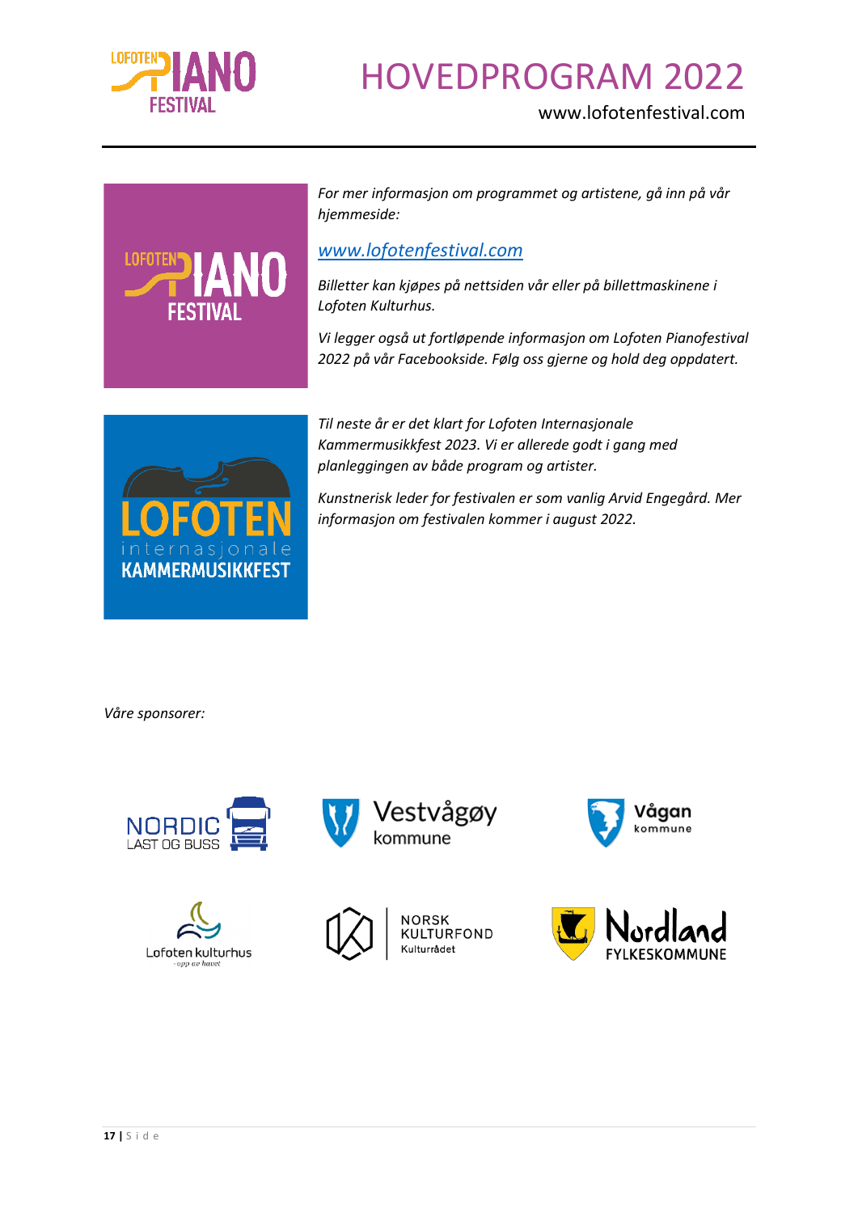*For mer informasjon om programmet og artistene, gå inn på vår hjemmeside:*

*[www.lofotenfestival.com](http://www.lofotenfestival.com)*

*Billetter kan kjøpes på nettsiden vår eller på billettmaskinene i Lofoten Kulturhus.*

*Vi legger også ut fortløpende informasjon om Lofoten Pianofestival 2022 på vår Facebookside. Følg oss gjerne og hold deg oppdatert.*

*Til neste år er det klart for Lofoten Internasjonale Kammermusikkfest 2023. Vi er allerede godt i gang med planleggingen av både program og artister.*

*Kunstnerisk leder for festivalen er som vanlig Arvid Engegård. Mer informasjon om festivalen kommer i august 2022.*

*Våre sponsorer:*